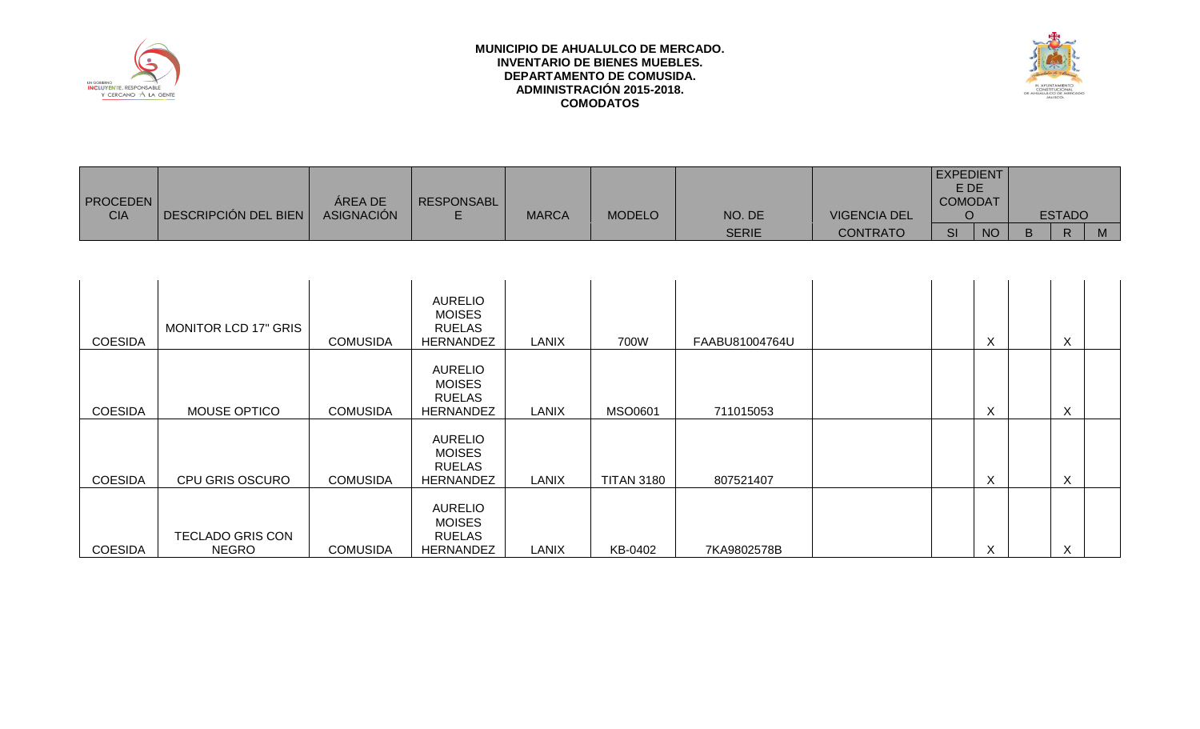**MUNICIPIO DE AHUALULCO DE MERCADO.**
**INVENTARIO DE BIENES MUEBLES.**
**DEPARTAMENTO DE COMUSIDA.**
**ADMINISTRACIÓN 2015-2018.**
**COMODATOS**

| PROCEDENCIA | DESCRIPCIÓN DEL BIEN | ÁREA DE ASIGNACIÓN | RESPONSABLE | MARCA | MODELO | NO. DE SERIE | VIGENCIA DEL CONTRATO | EXPEDIENTE DE COMODATO | | ESTADO | | |
|---|---|---|---|---|---|---|---|---|---|---|---|---|
| | | | | | | | | SI | NO | B | R | M |
| COESIDA | MONITOR LCD 17" GRIS | COMUSIDA | AURELIO MOISES RUELAS HERNANDEZ | LANIX | 700W | FAABU81004764U | | | X | | X | |
| COESIDA | MOUSE OPTICO | COMUSIDA | AURELIO MOISES RUELAS HERNANDEZ | LANIX | MSO0601 | 711015053 | | | X | | X | |
| COESIDA | CPU GRIS OSCURO | COMUSIDA | AURELIO MOISES RUELAS HERNANDEZ | LANIX | TITAN 3180 | 807521407 | | | X | | X | |
| COESIDA | TECLADO GRIS CON NEGRO | COMUSIDA | AURELIO MOISES RUELAS HERNANDEZ | LANIX | KB-0402 | 7KA9802578B | | | X | | X | |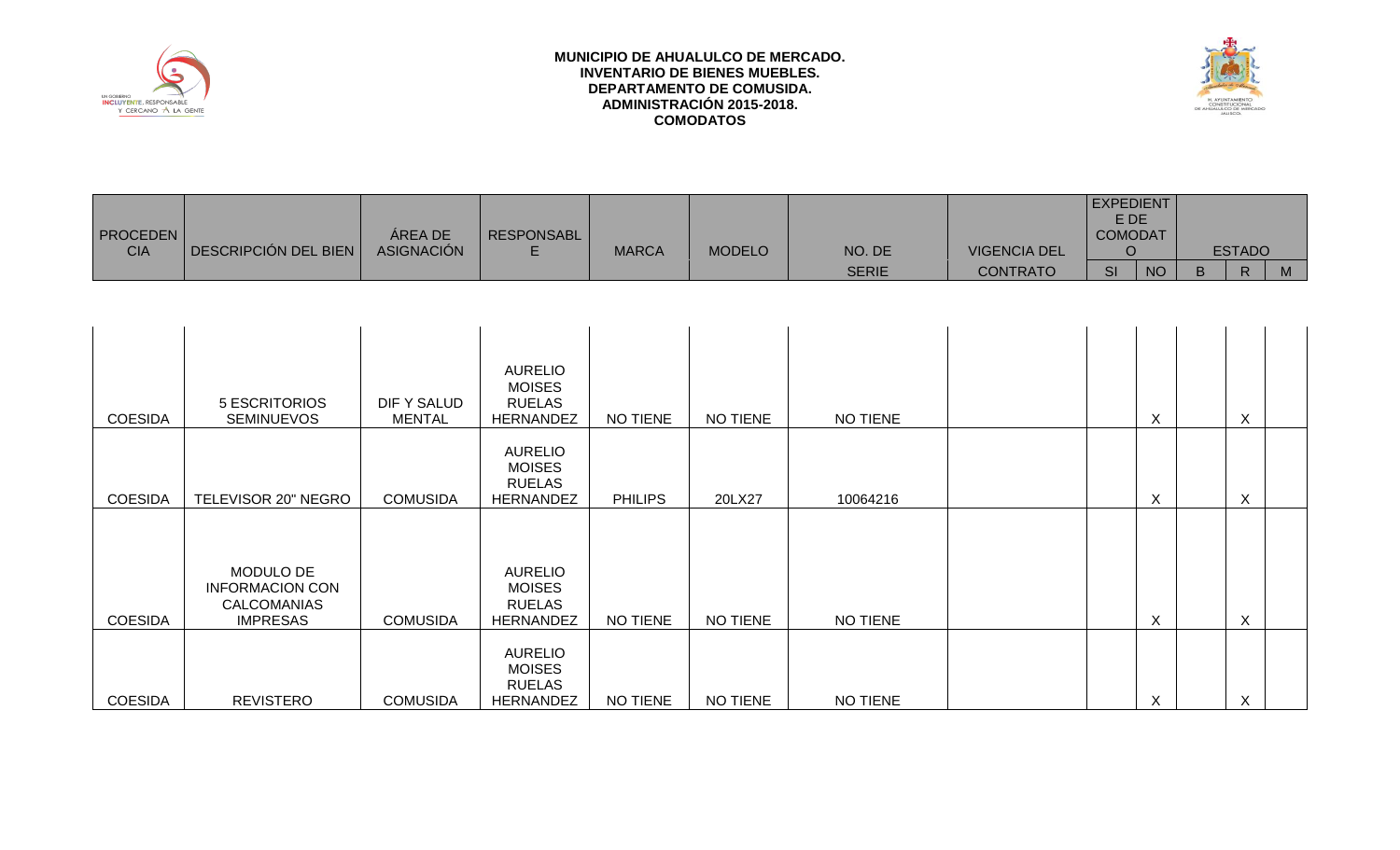**MUNICIPIO DE AHUALULCO DE MERCADO.**
**INVENTARIO DE BIENES MUEBLES.**
**DEPARTAMENTO DE COMUSIDA.**
**ADMINISTRACIÓN 2015-2018.**
**COMODATOS**

| PROCEDENCIA | DESCRIPCIÓN DEL BIEN | ÁREA DE ASIGNACIÓN | RESPONSABLE | MARCA | MODELO | NO. DE SERIE | VIGENCIA DEL CONTRATO | EXPEDIENTE DE COMODATO | | ESTADO | | |
|---|---|---|---|---|---|---|---|---|---|---|---|---|
| | | | | | | | | SI | NO | B | R | M |
| COESIDA | 5 ESCRITORIOS SEMINUEVOS | DIF Y SALUD MENTAL | AURELIO MOISES RUELAS HERNANDEZ | NO TIENE | NO TIENE | NO TIENE | | | X | | X | |
| COESIDA | TELEVISOR 20" NEGRO | COMUSIDA | AURELIO MOISES RUELAS HERNANDEZ | PHILIPS | 20LX27 | 10064216 | | | X | | X | |
| COESIDA | MODULO DE INFORMACION CON CALCOMANIAS IMPRESAS | COMUSIDA | AURELIO MOISES RUELAS HERNANDEZ | NO TIENE | NO TIENE | NO TIENE | | | X | | X | |
| COESIDA | REVISTERO | COMUSIDA | AURELIO MOISES RUELAS HERNANDEZ | NO TIENE | NO TIENE | NO TIENE | | | X | | X | |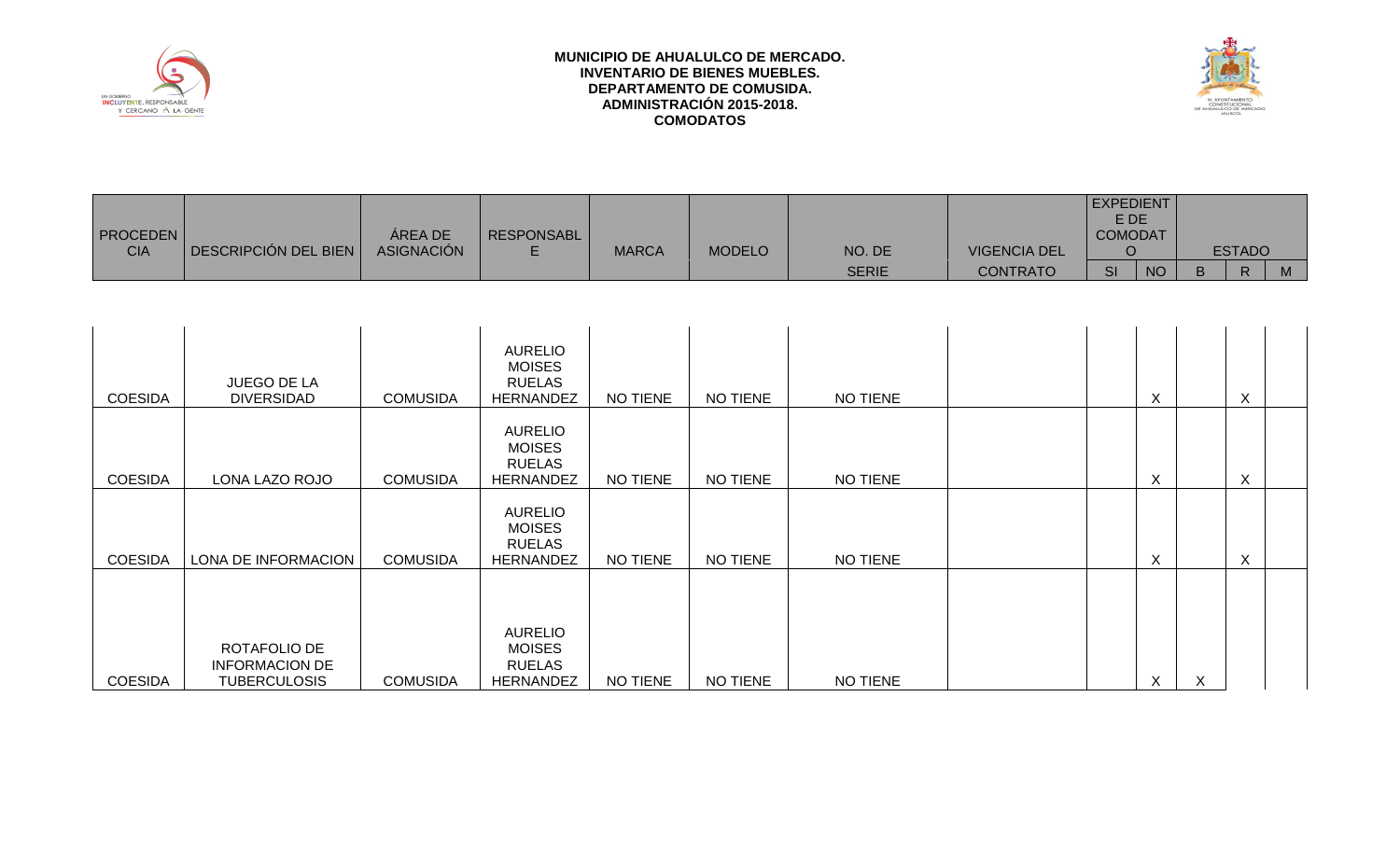**MUNICIPIO DE AHUALULCO DE MERCADO.**
**INVENTARIO DE BIENES MUEBLES.**
**DEPARTAMENTO DE COMUSIDA.**
**ADMINISTRACIÓN 2015-2018.**
**COMODATOS**

| PROCEDENCIA | DESCRIPCIÓN DEL BIEN | ÁREA DE ASIGNACIÓN | RESPONSABLE | MARCA | MODELO | NO. DE SERIE | VIGENCIA DEL CONTRATO | EXPEDIENTE DE COMODATO | | ESTADO | | |
|---|---|---|---|---|---|---|---|---|---|---|---|---|
| | | | | | | | | SI | NO | B | R | M |
| COESIDA | JUEGO DE LA DIVERSIDAD | COMUSIDA | AURELIO MOISES RUELAS HERNANDEZ | NO TIENE | NO TIENE | NO TIENE | | | X | | X | |
| COESIDA | LONA LAZO ROJO | COMUSIDA | AURELIO MOISES RUELAS HERNANDEZ | NO TIENE | NO TIENE | NO TIENE | | | X | | X | |
| COESIDA | LONA DE INFORMACION | COMUSIDA | AURELIO MOISES RUELAS HERNANDEZ | NO TIENE | NO TIENE | NO TIENE | | | X | | X | |
| COESIDA | ROTAFOLIO DE INFORMACION DE TUBERCULOSIS | COMUSIDA | AURELIO MOISES RUELAS HERNANDEZ | NO TIENE | NO TIENE | NO TIENE | | | X | X | | |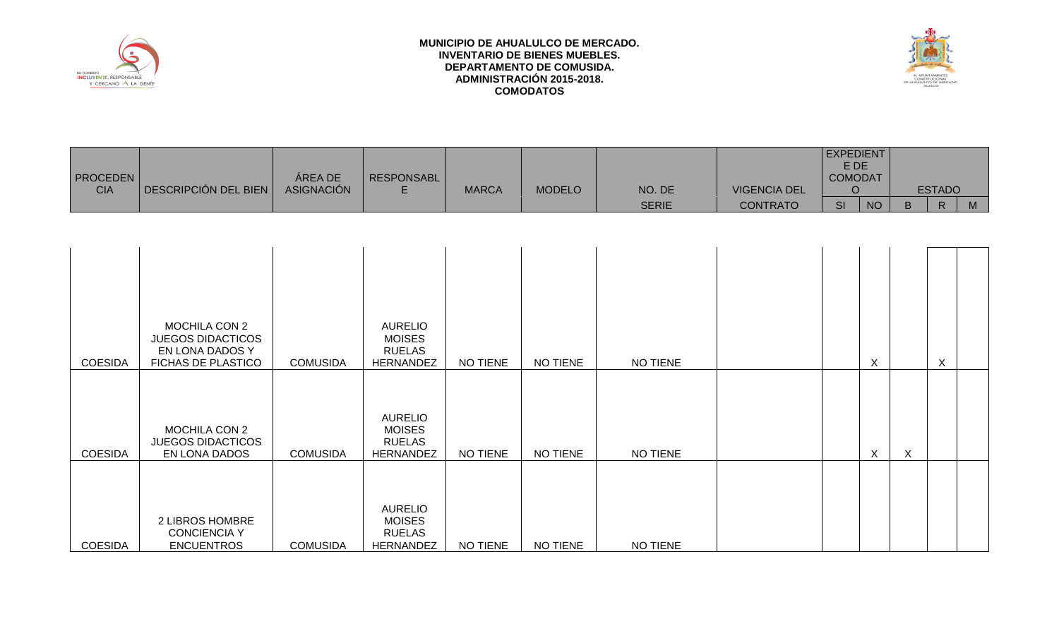**MUNICIPIO DE AHUALULCO DE MERCADO.**
**INVENTARIO DE BIENES MUEBLES.**
**DEPARTAMENTO DE COMUSIDA.**
**ADMINISTRACIÓN 2015-2018.**
**COMODATOS**

| PROCEDENCIA | DESCRIPCIÓN DEL BIEN | ÁREA DE ASIGNACIÓN | RESPONSABLE | MARCA | MODELO | NO. DE SERIE | VIGENCIA DEL CONTRATO | EXPEDIENTE DE COMODATO | | ESTADO | | |
|---|---|---|---|---|---|---|---|---|---|---|---|---|
| | | | | | | | | SI | NO | B | R | M |
| COESIDA | MOCHILA CON 2 JUEGOS DIDACTICOS EN LONA DADOS Y FICHAS DE PLASTICO | COMUSIDA | AURELIO MOISES RUELAS HERNANDEZ | NO TIENE | NO TIENE | NO TIENE | | | X | | X | |
| COESIDA | MOCHILA CON 2 JUEGOS DIDACTICOS EN LONA DADOS | COMUSIDA | AURELIO MOISES RUELAS HERNANDEZ | NO TIENE | NO TIENE | NO TIENE | | | X | X | | |
| COESIDA | 2 LIBROS HOMBRE CONCIENCIA Y ENCUENTROS | COMUSIDA | AURELIO MOISES RUELAS HERNANDEZ | NO TIENE | NO TIENE | NO TIENE | | | | | | |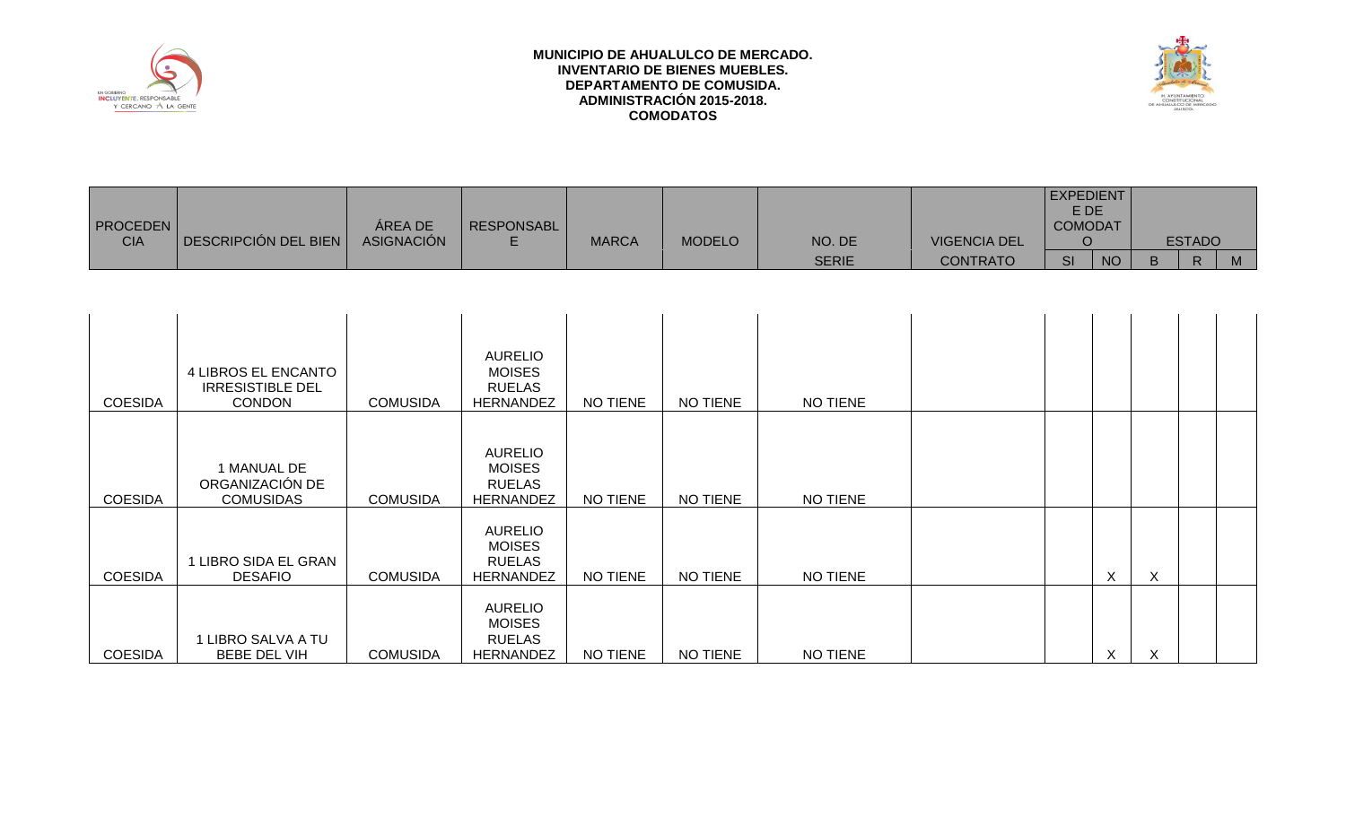**MUNICIPIO DE AHUALULCO DE MERCADO.**
**INVENTARIO DE BIENES MUEBLES.**
**DEPARTAMENTO DE COMUSIDA.**
**ADMINISTRACIÓN 2015-2018.**
**COMODATOS**

| PROCEDENCIA | DESCRIPCIÓN DEL BIEN | ÁREA DE ASIGNACIÓN | RESPONSABLE | MARCA | MODELO | NO. DE SERIE | VIGENCIA DEL CONTRATO | EXPEDIENTE DE COMODATO | | ESTADO | | |
|---|---|---|---|---|---|---|---|---|---|---|---|---|
| | | | | | | | | SI | NO | B | R | M |
| COESIDA | 4 LIBROS EL ENCANTO IRRESISTIBLE DEL CONDON | COMUSIDA | AURELIO MOISES RUELAS HERNANDEZ | NO TIENE | NO TIENE | NO TIENE | | | | | | |
| COESIDA | 1 MANUAL DE ORGANIZACIÓN DE COMUSIDAS | COMUSIDA | AURELIO MOISES RUELAS HERNANDEZ | NO TIENE | NO TIENE | NO TIENE | | | | | | |
| COESIDA | 1 LIBRO SIDA EL GRAN DESAFIO | COMUSIDA | AURELIO MOISES RUELAS HERNANDEZ | NO TIENE | NO TIENE | NO TIENE | | | X | X | | |
| COESIDA | 1 LIBRO SALVA A TU BEBE DEL VIH | COMUSIDA | AURELIO MOISES RUELAS HERNANDEZ | NO TIENE | NO TIENE | NO TIENE | | | X | X | | |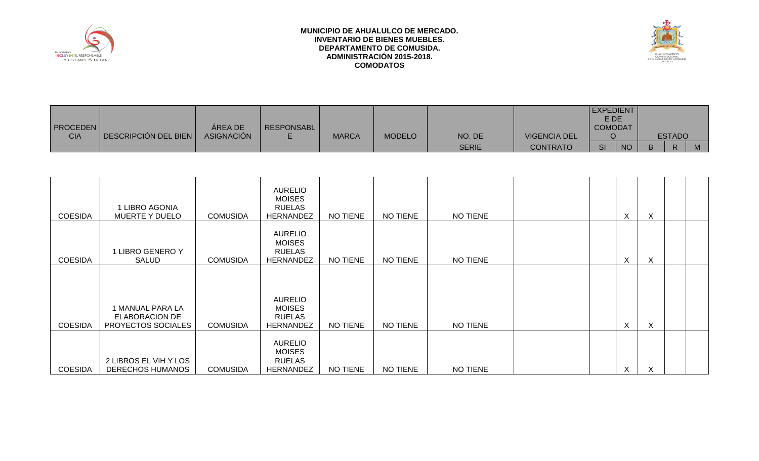**MUNICIPIO DE AHUALULCO DE MERCADO.**
**INVENTARIO DE BIENES MUEBLES.**
**DEPARTAMENTO DE COMUSIDA.**
**ADMINISTRACIÓN 2015-2018.**
**COMODATOS**

| PROCEDENCIA | DESCRIPCIÓN DEL BIEN | ÁREA DE ASIGNACIÓN | RESPONSABLE | MARCA | MODELO | NO. DE SERIE | VIGENCIA DEL CONTRATO | EXPEDIENTE DE COMODATO | | ESTADO | | |
|---|---|---|---|---|---|---|---|---|---|---|---|---|
| | | | | | | | | SI | NO | B | R | M |
| COESIDA | 1 LIBRO AGONIA MUERTE Y DUELO | COMUSIDA | AURELIO MOISES RUELAS HERNANDEZ | NO TIENE | NO TIENE | NO TIENE | | | X | X | | |
| COESIDA | 1 LIBRO GENERO Y SALUD | COMUSIDA | AURELIO MOISES RUELAS HERNANDEZ | NO TIENE | NO TIENE | NO TIENE | | | X | X | | |
| COESIDA | 1 MANUAL PARA LA ELABORACION DE PROYECTOS SOCIALES | COMUSIDA | AURELIO MOISES RUELAS HERNANDEZ | NO TIENE | NO TIENE | NO TIENE | | | X | X | | |
| COESIDA | 2 LIBROS EL VIH Y LOS DERECHOS HUMANOS | COMUSIDA | AURELIO MOISES RUELAS HERNANDEZ | NO TIENE | NO TIENE | NO TIENE | | | X | X | | |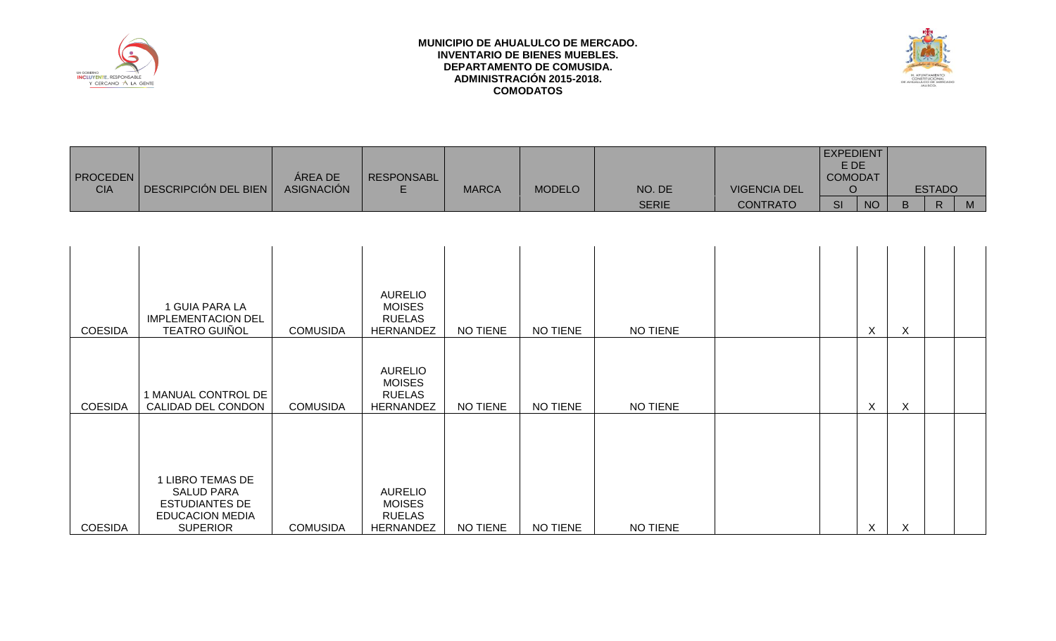**MUNICIPIO DE AHUALULCO DE MERCADO.**
**INVENTARIO DE BIENES MUEBLES.**
**DEPARTAMENTO DE COMUSIDA.**
**ADMINISTRACIÓN 2015-2018.**
**COMODATOS**

| PROCEDENCIA | DESCRIPCIÓN DEL BIEN | ÁREA DE ASIGNACIÓN | RESPONSABLE | MARCA | MODELO | NO. DE SERIE | VIGENCIA DEL CONTRATO | EXPEDIENTE DE COMODATO | | ESTADO | | |
|---|---|---|---|---|---|---|---|---|---|---|---|---|
| | | | | | | | | SI | NO | B | R | M |
| COESIDA | 1 GUIA PARA LA IMPLEMENTACION DEL TEATRO GUIÑOL | COMUSIDA | AURELIO MOISES RUELAS HERNANDEZ | NO TIENE | NO TIENE | NO TIENE | | | X | X | | |
| COESIDA | 1 MANUAL CONTROL DE CALIDAD DEL CONDON | COMUSIDA | AURELIO MOISES RUELAS HERNANDEZ | NO TIENE | NO TIENE | NO TIENE | | | X | X | | |
| COESIDA | 1 LIBRO TEMAS DE SALUD PARA ESTUDIANTES DE EDUCACION MEDIA SUPERIOR | COMUSIDA | AURELIO MOISES RUELAS HERNANDEZ | NO TIENE | NO TIENE | NO TIENE | | | X | X | | |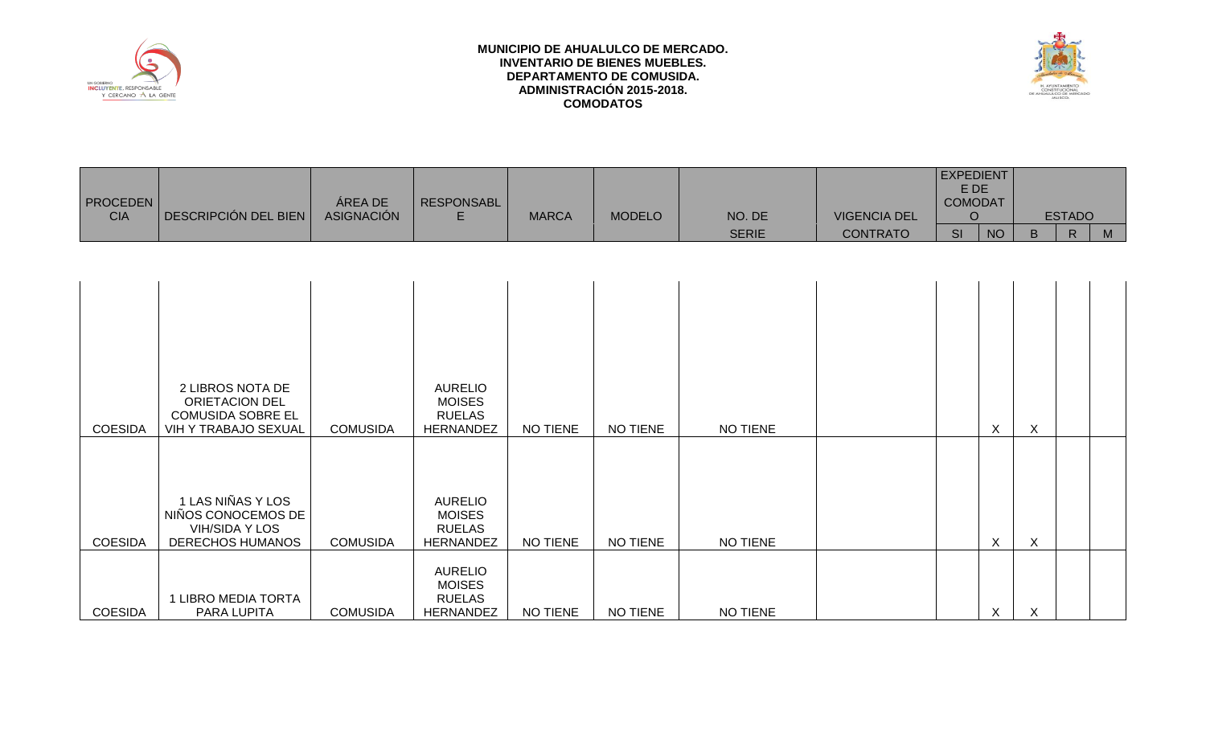**MUNICIPIO DE AHUALULCO DE MERCADO.**
**INVENTARIO DE BIENES MUEBLES.**
**DEPARTAMENTO DE COMUSIDA.**
**ADMINISTRACIÓN 2015-2018.**
**COMODATOS**

| PROCEDENCIA | DESCRIPCIÓN DEL BIEN | ÁREA DE ASIGNACIÓN | RESPONSABLE | MARCA | MODELO | NO. DE SERIE | VIGENCIA DEL CONTRATO | EXPEDIENTE DE COMODATO | | ESTADO | | |
|---|---|---|---|---|---|---|---|---|---|---|---|---|
| | | | | | | | | SI | NO | B | R | M |
| COESIDA | 2 LIBROS NOTA DE ORIETACION DEL COMUSIDA SOBRE EL VIH Y TRABAJO SEXUAL | COMUSIDA | AURELIO MOISES RUELAS HERNANDEZ | NO TIENE | NO TIENE | NO TIENE | | | X | X | | |
| COESIDA | 1 LAS NIÑAS Y LOS NIÑOS CONOCEMOS DE VIH/SIDA Y LOS DERECHOS HUMANOS | COMUSIDA | AURELIO MOISES RUELAS HERNANDEZ | NO TIENE | NO TIENE | NO TIENE | | | X | X | | |
| COESIDA | 1 LIBRO MEDIA TORTA PARA LUPITA | COMUSIDA | AURELIO MOISES RUELAS HERNANDEZ | NO TIENE | NO TIENE | NO TIENE | | | X | X | | |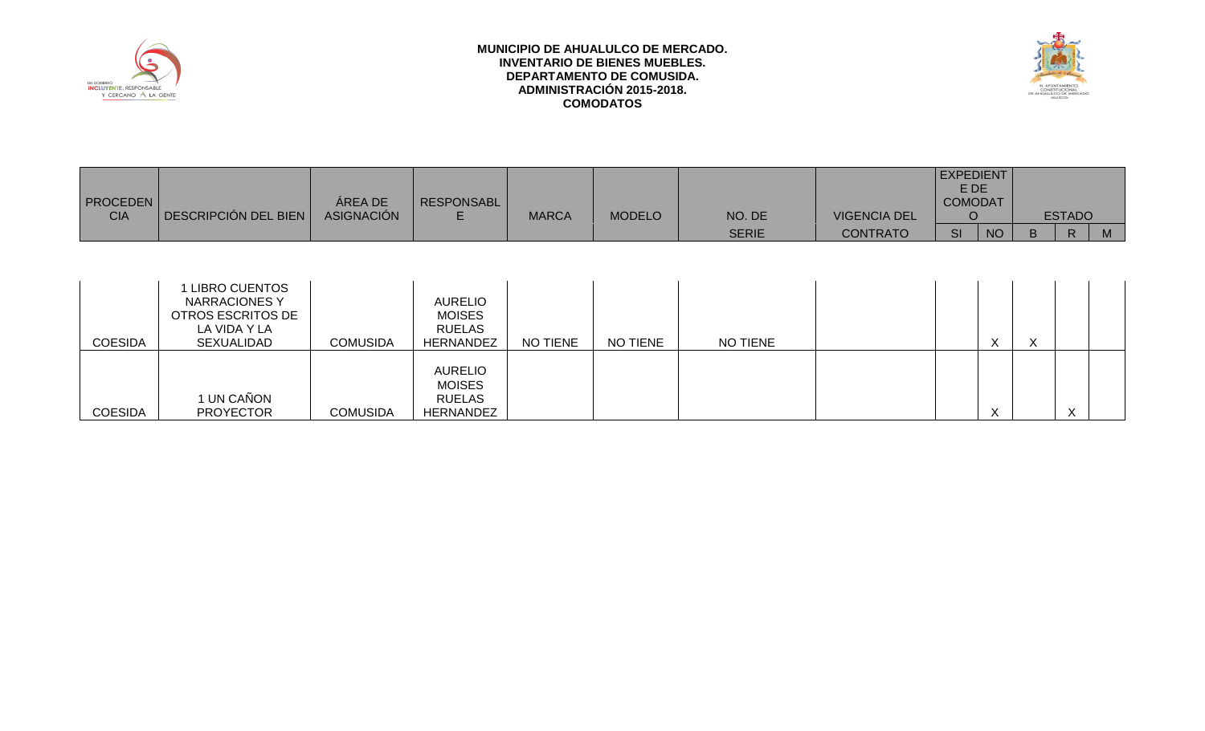**MUNICIPIO DE AHUALULCO DE MERCADO.**
**INVENTARIO DE BIENES MUEBLES.**
**DEPARTAMENTO DE COMUSIDA.**
**ADMINISTRACIÓN 2015-2018.**
**COMODATOS**

| PROCEDENCIA | DESCRIPCIÓN DEL BIEN | ÁREA DE ASIGNACIÓN | RESPONSABLE | MARCA | MODELO | NO. DE SERIE | VIGENCIA DEL CONTRATO | EXPEDIENTE DE COMODATO | | ESTADO | | |
|---|---|---|---|---|---|---|---|---|---|---|---|---|
| | | | | | | | | SI | NO | B | R | M |
| COESIDA | 1 LIBRO CUENTOS NARRACIONES Y OTROS ESCRITOS DE LA VIDA Y LA SEXUALIDAD | COMUSIDA | AURELIO MOISES RUELAS HERNANDEZ | NO TIENE | NO TIENE | NO TIENE | | | X | X | | |
| COESIDA | 1 UN CAÑON PROYECTOR | COMUSIDA | AURELIO MOISES RUELAS HERNANDEZ | | | | | | X | | X | |